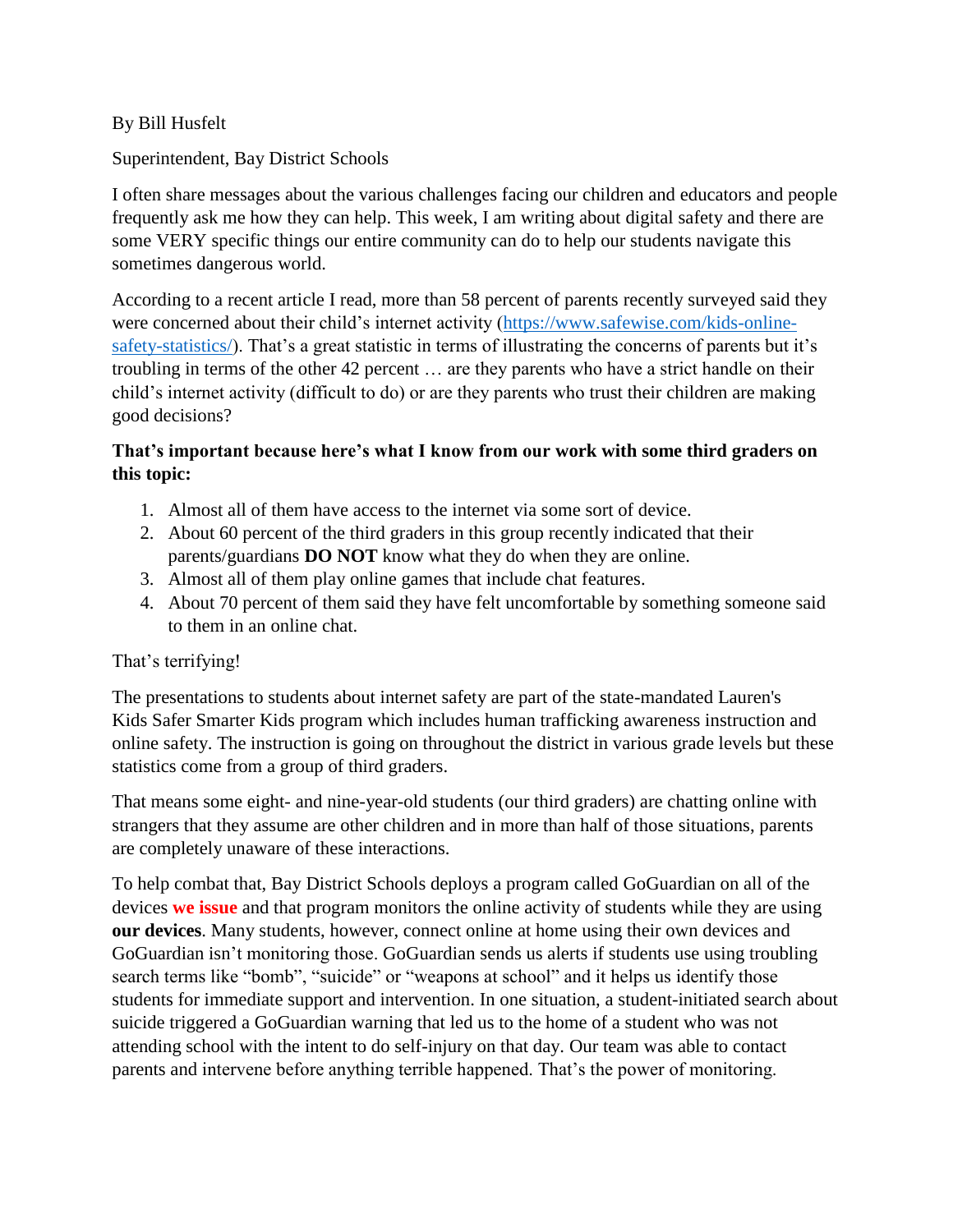By Bill Husfelt

Superintendent, Bay District Schools

I often share messages about the various challenges facing our children and educators and people frequently ask me how they can help. This week, I am writing about digital safety and there are some VERY specific things our entire community can do to help our students navigate this sometimes dangerous world.

According to a recent article I read, more than 58 percent of parents recently surveyed said they were concerned about their child's internet activity ([https://www.safewise.com/kids-online-safety-statistics/](https://www.safewise.com/kids-online-safety-statistics/)). That's a great statistic in terms of illustrating the concerns of parents but it's troubling in terms of the other 42 percent … are they parents who have a strict handle on their child's internet activity (difficult to do) or are they parents who trust their children are making good decisions?

**That's important because here's what I know from our work with some third graders on this topic:**

1. Almost all of them have access to the internet via some sort of device.
2. About 60 percent of the third graders in this group recently indicated that their parents/guardians **DO NOT** know what they do when they are online.
3. Almost all of them play online games that include chat features.
4. About 70 percent of them said they have felt uncomfortable by something someone said to them in an online chat.

That's terrifying!

The presentations to students about internet safety are part of the state-mandated Lauren's Kids Safer Smarter Kids program which includes human trafficking awareness instruction and online safety. The instruction is going on throughout the district in various grade levels but these statistics come from a group of third graders.

That means some eight- and nine-year-old students (our third graders) are chatting online with strangers that they assume are other children and in more than half of those situations, parents are completely unaware of these interactions.

To help combat that, Bay District Schools deploys a program called GoGuardian on all of the devices **we issue** and that program monitors the online activity of students while they are using **our devices**. Many students, however, connect online at home using their own devices and GoGuardian isn't monitoring those. GoGuardian sends us alerts if students use using troubling search terms like "bomb", "suicide" or "weapons at school" and it helps us identify those students for immediate support and intervention. In one situation, a student-initiated search about suicide triggered a GoGuardian warning that led us to the home of a student who was not attending school with the intent to do self-injury on that day. Our team was able to contact parents and intervene before anything terrible happened. That's the power of monitoring.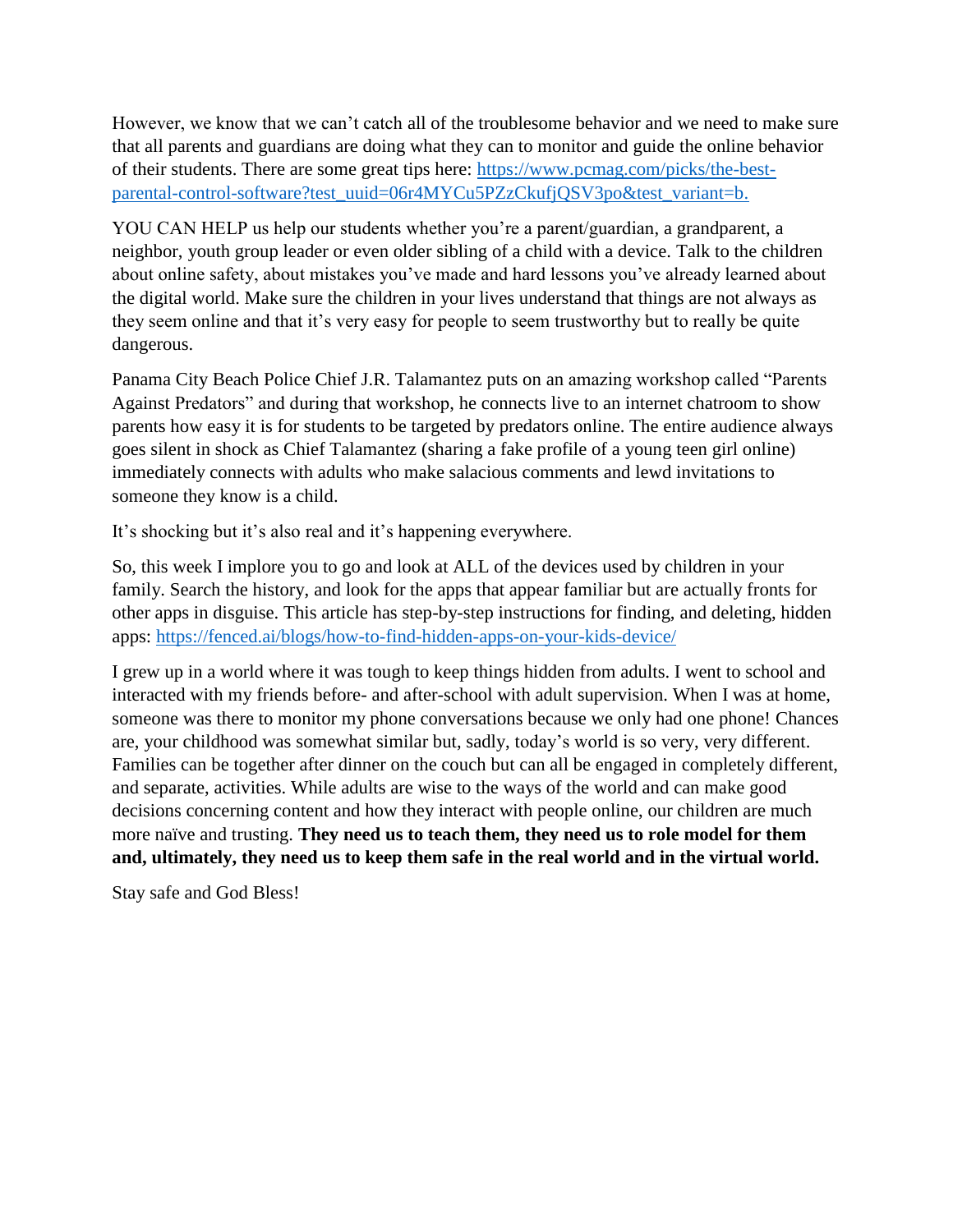However, we know that we can't catch all of the troublesome behavior and we need to make sure that all parents and guardians are doing what they can to monitor and guide the online behavior of their students. There are some great tips here: https://www.pcmag.com/picks/the-best-parental-control-software?test_uuid=06r4MYCu5PZzCkufjQSV3po&test_variant=b.

YOU CAN HELP us help our students whether you're a parent/guardian, a grandparent, a neighbor, youth group leader or even older sibling of a child with a device. Talk to the children about online safety, about mistakes you've made and hard lessons you've already learned about the digital world. Make sure the children in your lives understand that things are not always as they seem online and that it's very easy for people to seem trustworthy but to really be quite dangerous.

Panama City Beach Police Chief J.R. Talamantez puts on an amazing workshop called "Parents Against Predators" and during that workshop, he connects live to an internet chatroom to show parents how easy it is for students to be targeted by predators online. The entire audience always goes silent in shock as Chief Talamantez (sharing a fake profile of a young teen girl online) immediately connects with adults who make salacious comments and lewd invitations to someone they know is a child.

It's shocking but it's also real and it's happening everywhere.

So, this week I implore you to go and look at ALL of the devices used by children in your family. Search the history, and look for the apps that appear familiar but are actually fronts for other apps in disguise. This article has step-by-step instructions for finding, and deleting, hidden apps: https://fenced.ai/blogs/how-to-find-hidden-apps-on-your-kids-device/

I grew up in a world where it was tough to keep things hidden from adults. I went to school and interacted with my friends before- and after-school with adult supervision. When I was at home, someone was there to monitor my phone conversations because we only had one phone! Chances are, your childhood was somewhat similar but, sadly, today's world is so very, very different. Families can be together after dinner on the couch but can all be engaged in completely different, and separate, activities. While adults are wise to the ways of the world and can make good decisions concerning content and how they interact with people online, our children are much more naïve and trusting. **They need us to teach them, they need us to role model for them and, ultimately, they need us to keep them safe in the real world and in the virtual world.**

Stay safe and God Bless!